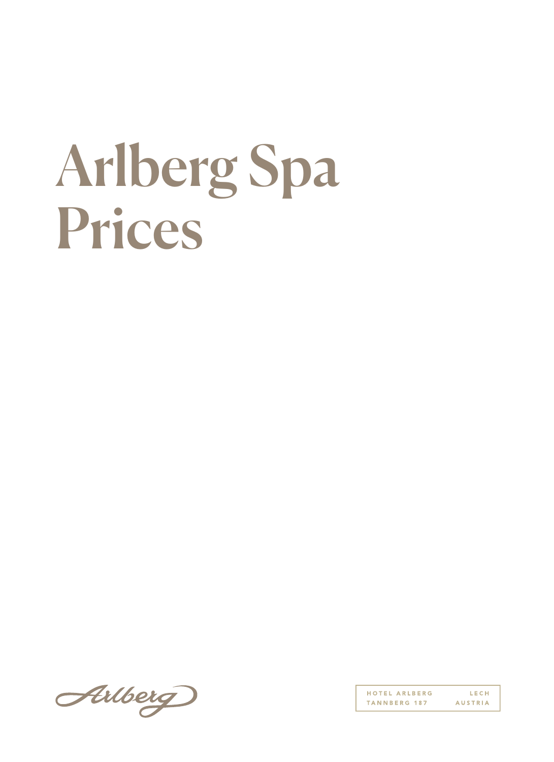# Arlberg Spa Prices

Arlberg

HOTEL ARLBERG LECH
TANNBERG 187 AUSTRIA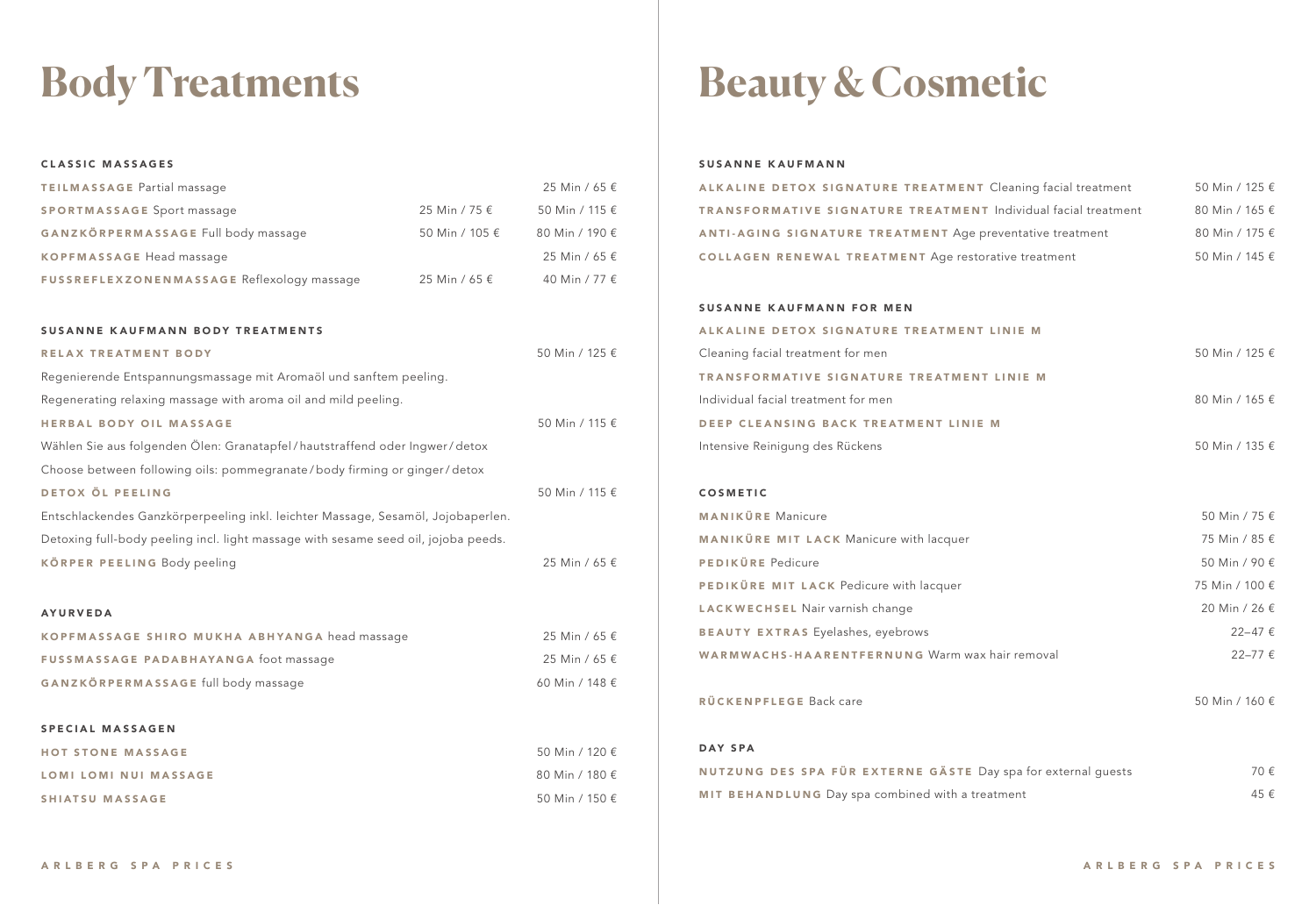# Body Treatments

## CLASSIC MASSAGES

| | | |
|---|---|---|
| **TEILMASSAGE** Partial massage | | 25 Min / 65 € |
| **SPORTMASSAGE** Sport massage | 25 Min / 75 € | 50 Min / 115 € |
| **GANZKÖRPERMASSAGE** Full body massage | 50 Min / 105 € | 80 Min / 190 € |
| **KOPFMASSAGE** Head massage | | 25 Min / 65 € |
| **FUSSREFLEXZONENMASSAGE** Reflexology massage | 25 Min / 65 € | 40 Min / 77 € |

## SUSANNE KAUFMANN BODY TREATMENTS

**RELAX TREATMENT BODY** — 50 Min / 125 €

Regenierende Entspannungsmassage mit Aromaöl und sanftem peeling.
Regenerating relaxing massage with aroma oil and mild peeling.

**HERBAL BODY OIL MASSAGE** — 50 Min / 115 €

Wählen Sie aus folgenden Ölen: Granatapfel / hautstraffend oder Ingwer / detox
Choose between following oils: pommegranate / body firming or ginger / detox

**DETOX ÖL PEELING** — 50 Min / 115 €

Entschlackendes Ganzkörperpeeling inkl. leichter Massage, Sesamöl, Jojobaperlen.
Detoxing full-body peeling incl. light massage with sesame seed oil, jojoba peeds.

**KÖRPER PEELING** Body peeling — 25 Min / 65 €

## AYURVEDA

| | |
|---|---|
| **KOPFMASSAGE SHIRO MUKHA ABHYANGA** head massage | 25 Min / 65 € |
| **FUSSMASSAGE PADABHAYANGA** foot massage | 25 Min / 65 € |
| **GANZKÖRPERMASSAGE** full body massage | 60 Min / 148 € |

## SPECIAL MASSAGEN

| | |
|---|---|
| **HOT STONE MASSAGE** | 50 Min / 120 € |
| **LOMI LOMI NUI MASSAGE** | 80 Min / 180 € |
| **SHIATSU MASSAGE** | 50 Min / 150 € |

# Beauty & Cosmetic

## SUSANNE KAUFMANN

| | |
|---|---|
| **ALKALINE DETOX SIGNATURE TREATMENT** Cleaning facial treatment | 50 Min / 125 € |
| **TRANSFORMATIVE SIGNATURE TREATMENT** Individual facial treatment | 80 Min / 165 € |
| **ANTI-AGING SIGNATURE TREATMENT** Age preventative treatment | 80 Min / 175 € |
| **COLLAGEN RENEWAL TREATMENT** Age restorative treatment | 50 Min / 145 € |

## SUSANNE KAUFMANN FOR MEN

**ALKALINE DETOX SIGNATURE TREATMENT LINIE M**
Cleaning facial treatment for men — 50 Min / 125 €

**TRANSFORMATIVE SIGNATURE TREATMENT LINIE M**
Individual facial treatment for men — 80 Min / 165 €

**DEEP CLEANSING BACK TREATMENT LINIE M**
Intensive Reinigung des Rückens — 50 Min / 135 €

## COSMETIC

| | |
|---|---|
| **MANIKÜRE** Manicure | 50 Min / 75 € |
| **MANIKÜRE MIT LACK** Manicure with lacquer | 75 Min / 85 € |
| **PEDIKÜRE** Pedicure | 50 Min / 90 € |
| **PEDIKÜRE MIT LACK** Pedicure with lacquer | 75 Min / 100 € |
| **LACKWECHSEL** Nair varnish change | 20 Min / 26 € |
| **BEAUTY EXTRAS** Eyelashes, eyebrows | 22–47 € |
| **WARMWACHS-HAARENTFERNUNG** Warm wax hair removal | 22–77 € |

**RÜCKENPFLEGE** Back care — 50 Min / 160 €

## DAY SPA

| | |
|---|---|
| **NUTZUNG DES SPA FÜR EXTERNE GÄSTE** Day spa for external guests | 70 € |
| **MIT BEHANDLUNG** Day spa combined with a treatment | 45 € |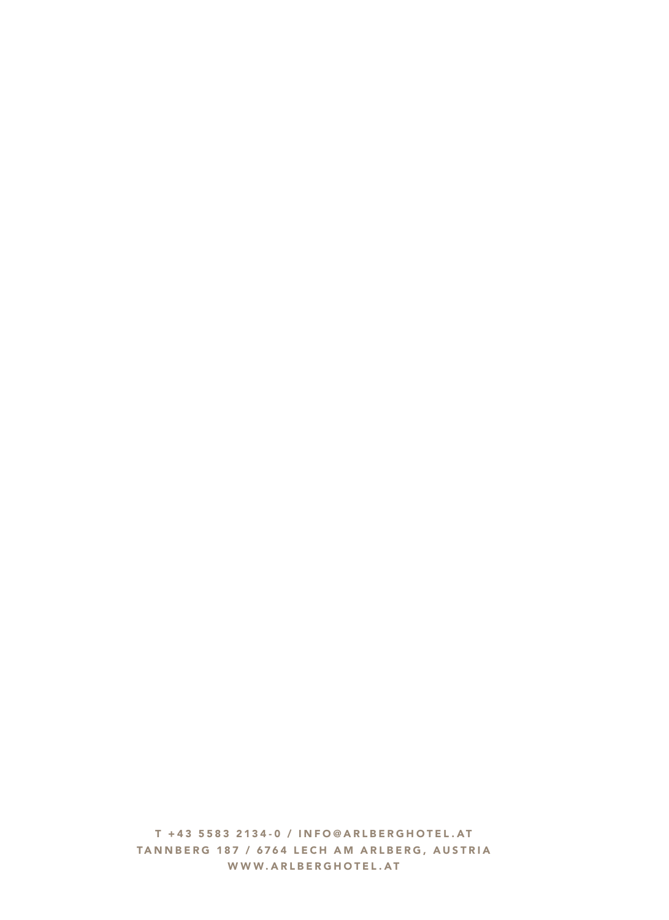T +43 5583 2134-0 / INFO@ARLBERGHOTEL.AT
TANNBERG 187 / 6764 LECH AM ARLBERG, AUSTRIA
WWW.ARLBERGHOTEL.AT